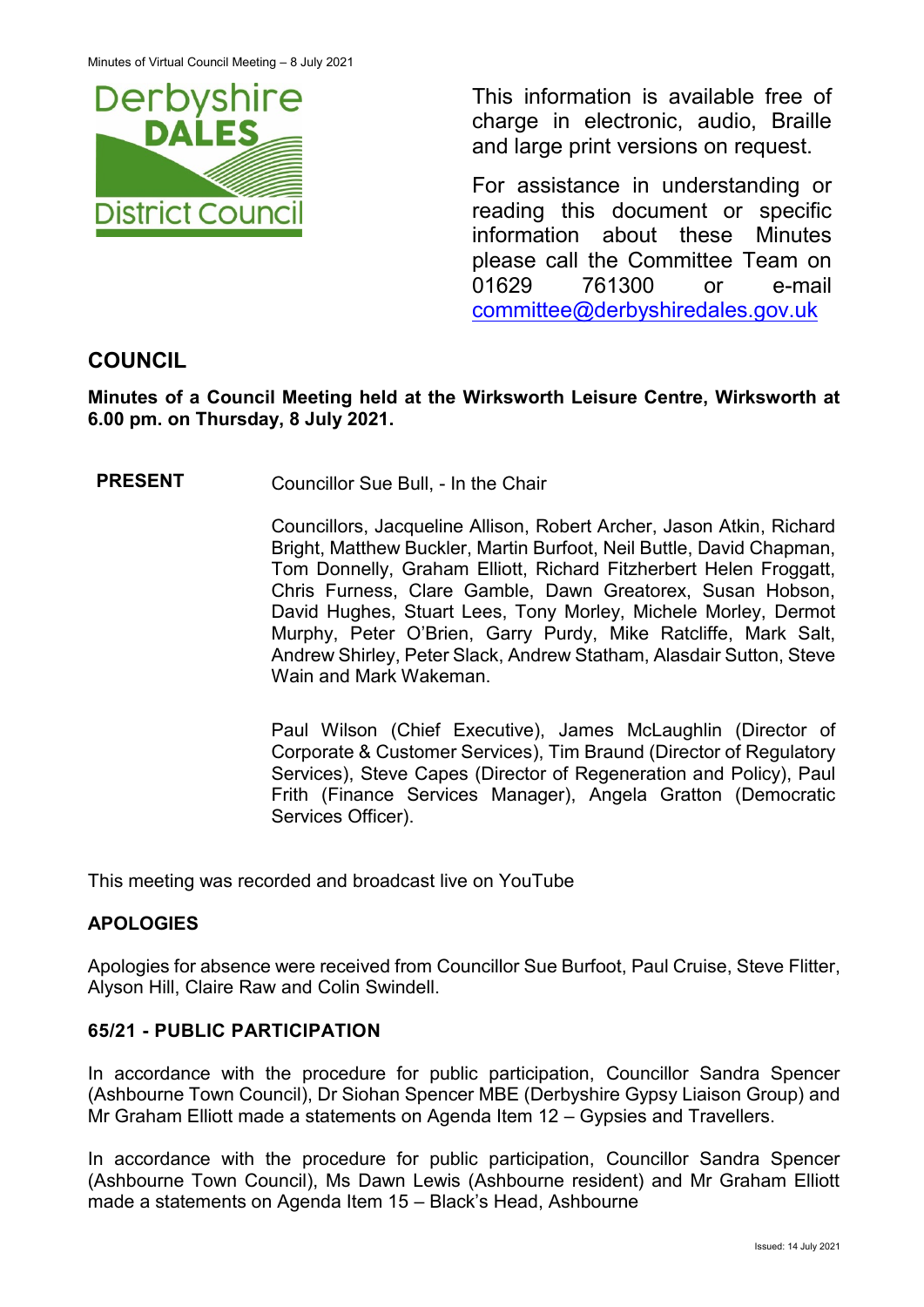This information is available free of charge in electronic, audio, Braille and large print versions on request.

For assistance in understanding or reading this document or specific information about these Minutes please call the Committee Team on 01629 761300 or e-mail committee@derbyshiredales.gov.uk

## COUNCIL

**Minutes of a Council Meeting held at the Wirksworth Leisure Centre, Wirksworth at 6.00 pm. on Thursday, 8 July 2021.**

**PRESENT** Councillor Sue Bull, - In the Chair

Councillors, Jacqueline Allison, Robert Archer, Jason Atkin, Richard Bright, Matthew Buckler, Martin Burfoot, Neil Buttle, David Chapman, Tom Donnelly, Graham Elliott, Richard Fitzherbert Helen Froggatt, Chris Furness, Clare Gamble, Dawn Greatorex, Susan Hobson, David Hughes, Stuart Lees, Tony Morley, Michele Morley, Dermot Murphy, Peter O'Brien, Garry Purdy, Mike Ratcliffe, Mark Salt, Andrew Shirley, Peter Slack, Andrew Statham, Alasdair Sutton, Steve Wain and Mark Wakeman.

Paul Wilson (Chief Executive), James McLaughlin (Director of Corporate & Customer Services), Tim Braund (Director of Regulatory Services), Steve Capes (Director of Regeneration and Policy), Paul Frith (Finance Services Manager), Angela Gratton (Democratic Services Officer).

This meeting was recorded and broadcast live on YouTube

### APOLOGIES

Apologies for absence were received from Councillor Sue Burfoot, Paul Cruise, Steve Flitter, Alyson Hill, Claire Raw and Colin Swindell.

### 65/21 - PUBLIC PARTICIPATION

In accordance with the procedure for public participation, Councillor Sandra Spencer (Ashbourne Town Council), Dr Siohan Spencer MBE (Derbyshire Gypsy Liaison Group) and Mr Graham Elliott made a statements on Agenda Item 12 – Gypsies and Travellers.

In accordance with the procedure for public participation, Councillor Sandra Spencer (Ashbourne Town Council), Ms Dawn Lewis (Ashbourne resident) and Mr Graham Elliott made a statements on Agenda Item 15 – Black's Head, Ashbourne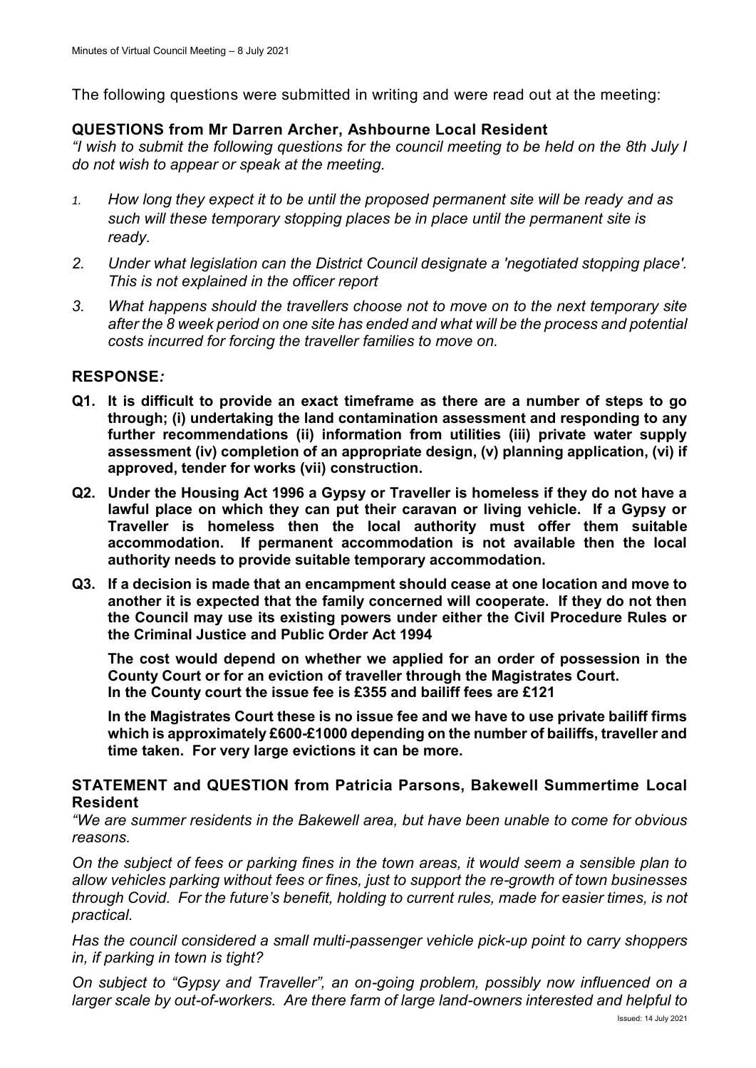The following questions were submitted in writing and were read out at the meeting:

**QUESTIONS from Mr Darren Archer, Ashbourne Local Resident**

*"I wish to submit the following questions for the council meeting to be held on the 8th July I do not wish to appear or speak at the meeting.*

1. *How long they expect it to be until the proposed permanent site will be ready and as such will these temporary stopping places be in place until the permanent site is ready.*
2. *Under what legislation can the District Council designate a 'negotiated stopping place'. This is not explained in the officer report*
3. *What happens should the travellers choose not to move on to the next temporary site after the 8 week period on one site has ended and what will be the process and potential costs incurred for forcing the traveller families to move on.*

**RESPONSE*:***

**Q1. It is difficult to provide an exact timeframe as there are a number of steps to go through; (i) undertaking the land contamination assessment and responding to any further recommendations (ii) information from utilities (iii) private water supply assessment (iv) completion of an appropriate design, (v) planning application, (vi) if approved, tender for works (vii) construction.**

**Q2. Under the Housing Act 1996 a Gypsy or Traveller is homeless if they do not have a lawful place on which they can put their caravan or living vehicle. If a Gypsy or Traveller is homeless then the local authority must offer them suitable accommodation. If permanent accommodation is not available then the local authority needs to provide suitable temporary accommodation.**

**Q3. If a decision is made that an encampment should cease at one location and move to another it is expected that the family concerned will cooperate. If they do not then the Council may use its existing powers under either the Civil Procedure Rules or the Criminal Justice and Public Order Act 1994**

**The cost would depend on whether we applied for an order of possession in the County Court or for an eviction of traveller through the Magistrates Court. In the County court the issue fee is £355 and bailiff fees are £121**

**In the Magistrates Court these is no issue fee and we have to use private bailiff firms which is approximately £600-£1000 depending on the number of bailiffs, traveller and time taken. For very large evictions it can be more.**

**STATEMENT and QUESTION from Patricia Parsons, Bakewell Summertime Local Resident**

*"We are summer residents in the Bakewell area, but have been unable to come for obvious reasons.*

*On the subject of fees or parking fines in the town areas, it would seem a sensible plan to allow vehicles parking without fees or fines, just to support the re-growth of town businesses through Covid. For the future's benefit, holding to current rules, made for easier times, is not practical.*

*Has the council considered a small multi-passenger vehicle pick-up point to carry shoppers in, if parking in town is tight?*

*On subject to "Gypsy and Traveller", an on-going problem, possibly now influenced on a larger scale by out-of-workers. Are there farm of large land-owners interested and helpful to*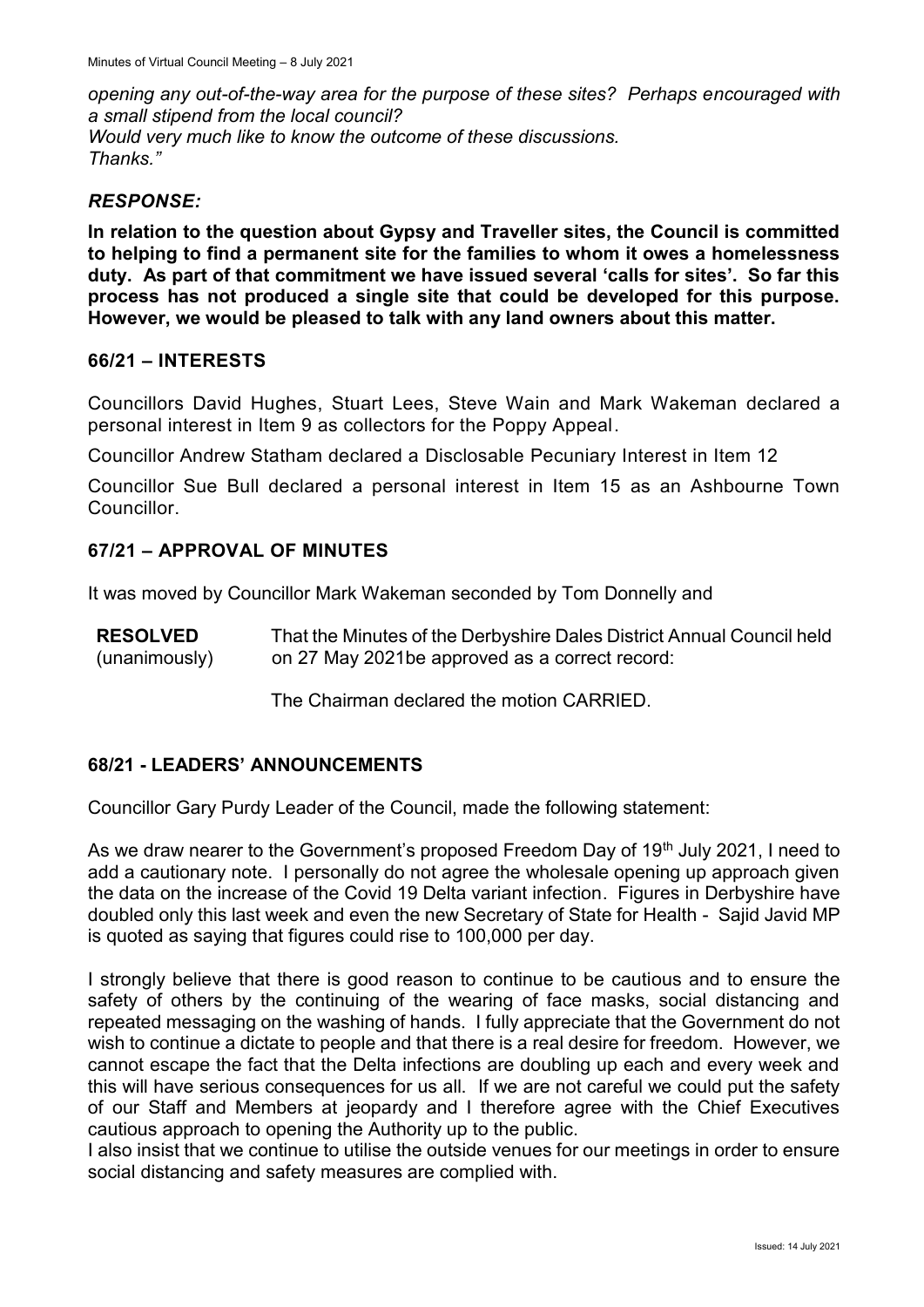*opening any out-of-the-way area for the purpose of these sites? Perhaps encouraged with a small stipend from the local council?*
*Would very much like to know the outcome of these discussions.*
*Thanks."*

### *RESPONSE:*

**In relation to the question about Gypsy and Traveller sites, the Council is committed to helping to find a permanent site for the families to whom it owes a homelessness duty. As part of that commitment we have issued several 'calls for sites'. So far this process has not produced a single site that could be developed for this purpose. However, we would be pleased to talk with any land owners about this matter.**

## 66/21 – INTERESTS

Councillors David Hughes, Stuart Lees, Steve Wain and Mark Wakeman declared a personal interest in Item 9 as collectors for the Poppy Appeal.

Councillor Andrew Statham declared a Disclosable Pecuniary Interest in Item 12

Councillor Sue Bull declared a personal interest in Item 15 as an Ashbourne Town Councillor.

## 67/21 – APPROVAL OF MINUTES

It was moved by Councillor Mark Wakeman seconded by Tom Donnelly and

**RESOLVED** (unanimously) That the Minutes of the Derbyshire Dales District Annual Council held on 27 May 2021be approved as a correct record:

The Chairman declared the motion CARRIED.

## 68/21 - LEADERS' ANNOUNCEMENTS

Councillor Gary Purdy Leader of the Council, made the following statement:

As we draw nearer to the Government's proposed Freedom Day of 19th July 2021, I need to add a cautionary note. I personally do not agree the wholesale opening up approach given the data on the increase of the Covid 19 Delta variant infection. Figures in Derbyshire have doubled only this last week and even the new Secretary of State for Health - Sajid Javid MP is quoted as saying that figures could rise to 100,000 per day.

I strongly believe that there is good reason to continue to be cautious and to ensure the safety of others by the continuing of the wearing of face masks, social distancing and repeated messaging on the washing of hands. I fully appreciate that the Government do not wish to continue a dictate to people and that there is a real desire for freedom. However, we cannot escape the fact that the Delta infections are doubling up each and every week and this will have serious consequences for us all. If we are not careful we could put the safety of our Staff and Members at jeopardy and I therefore agree with the Chief Executives cautious approach to opening the Authority up to the public.
I also insist that we continue to utilise the outside venues for our meetings in order to ensure social distancing and safety measures are complied with.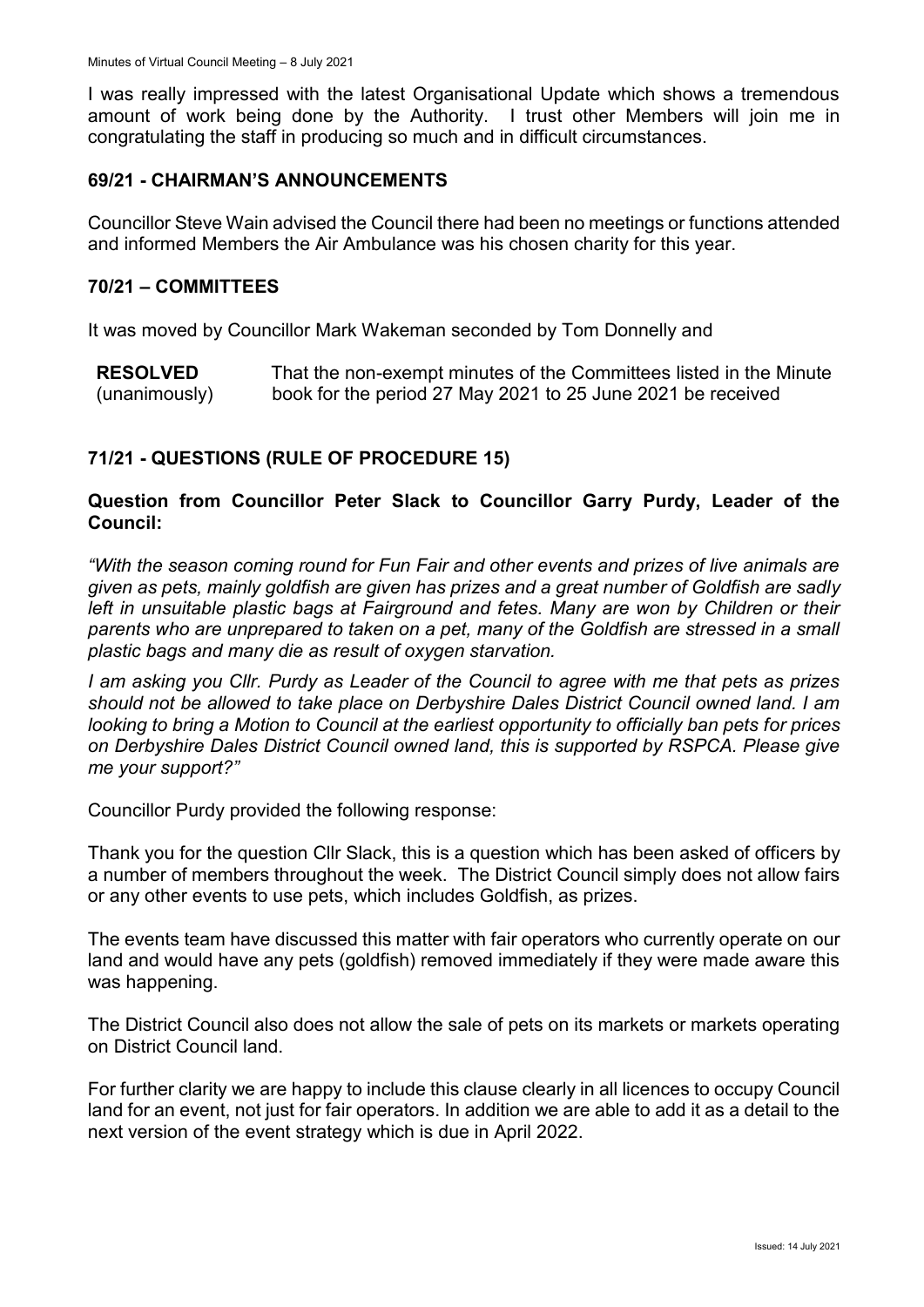I was really impressed with the latest Organisational Update which shows a tremendous amount of work being done by the Authority. I trust other Members will join me in congratulating the staff in producing so much and in difficult circumstances.

## 69/21 - CHAIRMAN'S ANNOUNCEMENTS

Councillor Steve Wain advised the Council there had been no meetings or functions attended and informed Members the Air Ambulance was his chosen charity for this year.

## 70/21 – COMMITTEES

It was moved by Councillor Mark Wakeman seconded by Tom Donnelly and

| **RESOLVED** (unanimously) | That the non-exempt minutes of the Committees listed in the Minute book for the period 27 May 2021 to 25 June 2021 be received |
|---|---|

## 71/21 - QUESTIONS (RULE OF PROCEDURE 15)

**Question from Councillor Peter Slack to Councillor Garry Purdy, Leader of the Council:**

*"With the season coming round for Fun Fair and other events and prizes of live animals are given as pets, mainly goldfish are given has prizes and a great number of Goldfish are sadly left in unsuitable plastic bags at Fairground and fetes. Many are won by Children or their parents who are unprepared to taken on a pet, many of the Goldfish are stressed in a small plastic bags and many die as result of oxygen starvation.*

*I am asking you Cllr. Purdy as Leader of the Council to agree with me that pets as prizes should not be allowed to take place on Derbyshire Dales District Council owned land. I am looking to bring a Motion to Council at the earliest opportunity to officially ban pets for prices on Derbyshire Dales District Council owned land, this is supported by RSPCA. Please give me your support?"*

Councillor Purdy provided the following response:

Thank you for the question Cllr Slack, this is a question which has been asked of officers by a number of members throughout the week. The District Council simply does not allow fairs or any other events to use pets, which includes Goldfish, as prizes.

The events team have discussed this matter with fair operators who currently operate on our land and would have any pets (goldfish) removed immediately if they were made aware this was happening.

The District Council also does not allow the sale of pets on its markets or markets operating on District Council land.

For further clarity we are happy to include this clause clearly in all licences to occupy Council land for an event, not just for fair operators. In addition we are able to add it as a detail to the next version of the event strategy which is due in April 2022.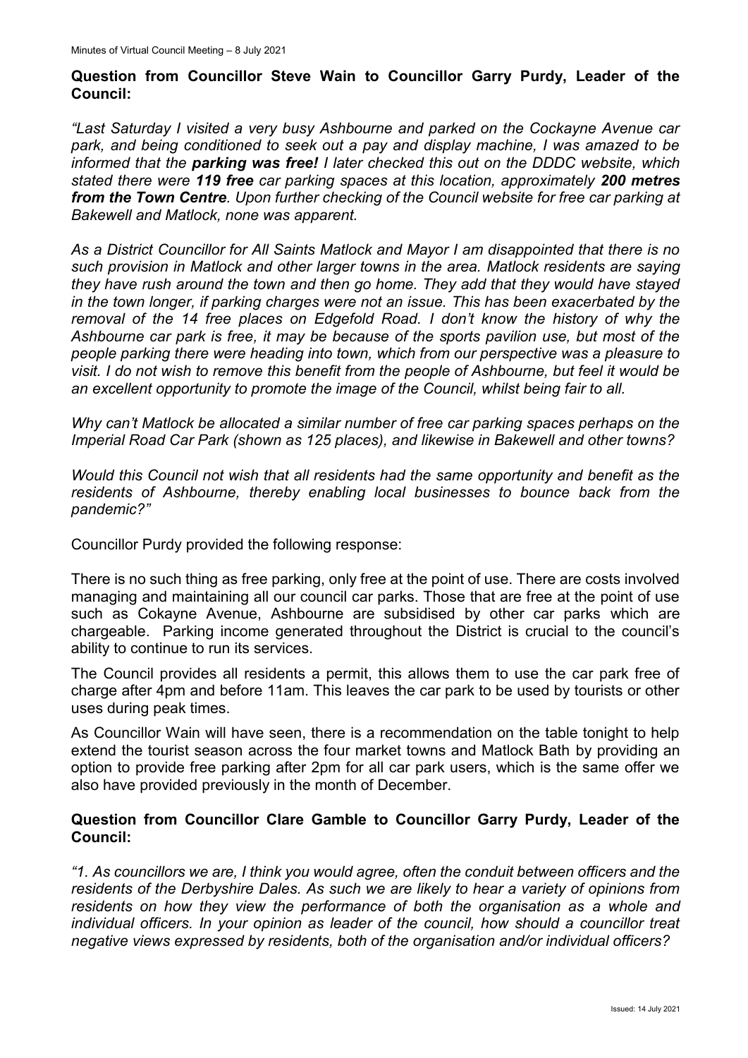**Question from Councillor Steve Wain to Councillor Garry Purdy, Leader of the Council:**

*"Last Saturday I visited a very busy Ashbourne and parked on the Cockayne Avenue car park, and being conditioned to seek out a pay and display machine, I was amazed to be informed that the **parking was free!** I later checked this out on the DDDC website, which stated there were **119 free** car parking spaces at this location, approximately **200 metres from the Town Centre**. Upon further checking of the Council website for free car parking at Bakewell and Matlock, none was apparent.*

*As a District Councillor for All Saints Matlock and Mayor I am disappointed that there is no such provision in Matlock and other larger towns in the area. Matlock residents are saying they have rush around the town and then go home. They add that they would have stayed in the town longer, if parking charges were not an issue. This has been exacerbated by the removal of the 14 free places on Edgefold Road. I don't know the history of why the Ashbourne car park is free, it may be because of the sports pavilion use, but most of the people parking there were heading into town, which from our perspective was a pleasure to visit. I do not wish to remove this benefit from the people of Ashbourne, but feel it would be an excellent opportunity to promote the image of the Council, whilst being fair to all.*

*Why can't Matlock be allocated a similar number of free car parking spaces perhaps on the Imperial Road Car Park (shown as 125 places), and likewise in Bakewell and other towns?*

*Would this Council not wish that all residents had the same opportunity and benefit as the residents of Ashbourne, thereby enabling local businesses to bounce back from the pandemic?"*

Councillor Purdy provided the following response:

There is no such thing as free parking, only free at the point of use. There are costs involved managing and maintaining all our council car parks. Those that are free at the point of use such as Cokayne Avenue, Ashbourne are subsidised by other car parks which are chargeable. Parking income generated throughout the District is crucial to the council's ability to continue to run its services.

The Council provides all residents a permit, this allows them to use the car park free of charge after 4pm and before 11am. This leaves the car park to be used by tourists or other uses during peak times.

As Councillor Wain will have seen, there is a recommendation on the table tonight to help extend the tourist season across the four market towns and Matlock Bath by providing an option to provide free parking after 2pm for all car park users, which is the same offer we also have provided previously in the month of December.

**Question from Councillor Clare Gamble to Councillor Garry Purdy, Leader of the Council:**

*"1. As councillors we are, I think you would agree, often the conduit between officers and the residents of the Derbyshire Dales. As such we are likely to hear a variety of opinions from residents on how they view the performance of both the organisation as a whole and individual officers. In your opinion as leader of the council, how should a councillor treat negative views expressed by residents, both of the organisation and/or individual officers?*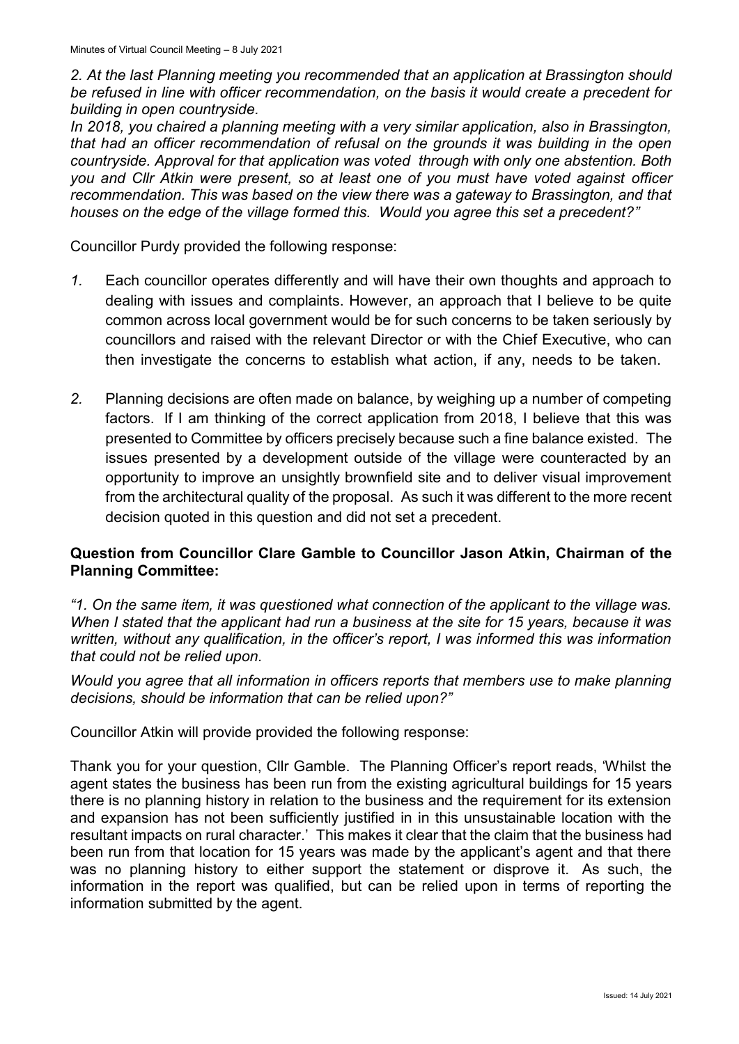*2. At the last Planning meeting you recommended that an application at Brassington should be refused in line with officer recommendation, on the basis it would create a precedent for building in open countryside.*

*In 2018, you chaired a planning meeting with a very similar application, also in Brassington, that had an officer recommendation of refusal on the grounds it was building in the open countryside. Approval for that application was voted through with only one abstention. Both you and Cllr Atkin were present, so at least one of you must have voted against officer recommendation. This was based on the view there was a gateway to Brassington, and that houses on the edge of the village formed this. Would you agree this set a precedent?"*

Councillor Purdy provided the following response:

*1.* Each councillor operates differently and will have their own thoughts and approach to dealing with issues and complaints. However, an approach that I believe to be quite common across local government would be for such concerns to be taken seriously by councillors and raised with the relevant Director or with the Chief Executive, who can then investigate the concerns to establish what action, if any, needs to be taken.

*2.* Planning decisions are often made on balance, by weighing up a number of competing factors. If I am thinking of the correct application from 2018, I believe that this was presented to Committee by officers precisely because such a fine balance existed. The issues presented by a development outside of the village were counteracted by an opportunity to improve an unsightly brownfield site and to deliver visual improvement from the architectural quality of the proposal. As such it was different to the more recent decision quoted in this question and did not set a precedent.

**Question from Councillor Clare Gamble to Councillor Jason Atkin, Chairman of the Planning Committee:**

*"1. On the same item, it was questioned what connection of the applicant to the village was. When I stated that the applicant had run a business at the site for 15 years, because it was written, without any qualification, in the officer's report, I was informed this was information that could not be relied upon.*

*Would you agree that all information in officers reports that members use to make planning decisions, should be information that can be relied upon?"*

Councillor Atkin will provide provided the following response:

Thank you for your question, Cllr Gamble. The Planning Officer's report reads, 'Whilst the agent states the business has been run from the existing agricultural buildings for 15 years there is no planning history in relation to the business and the requirement for its extension and expansion has not been sufficiently justified in in this unsustainable location with the resultant impacts on rural character.' This makes it clear that the claim that the business had been run from that location for 15 years was made by the applicant's agent and that there was no planning history to either support the statement or disprove it. As such, the information in the report was qualified, but can be relied upon in terms of reporting the information submitted by the agent.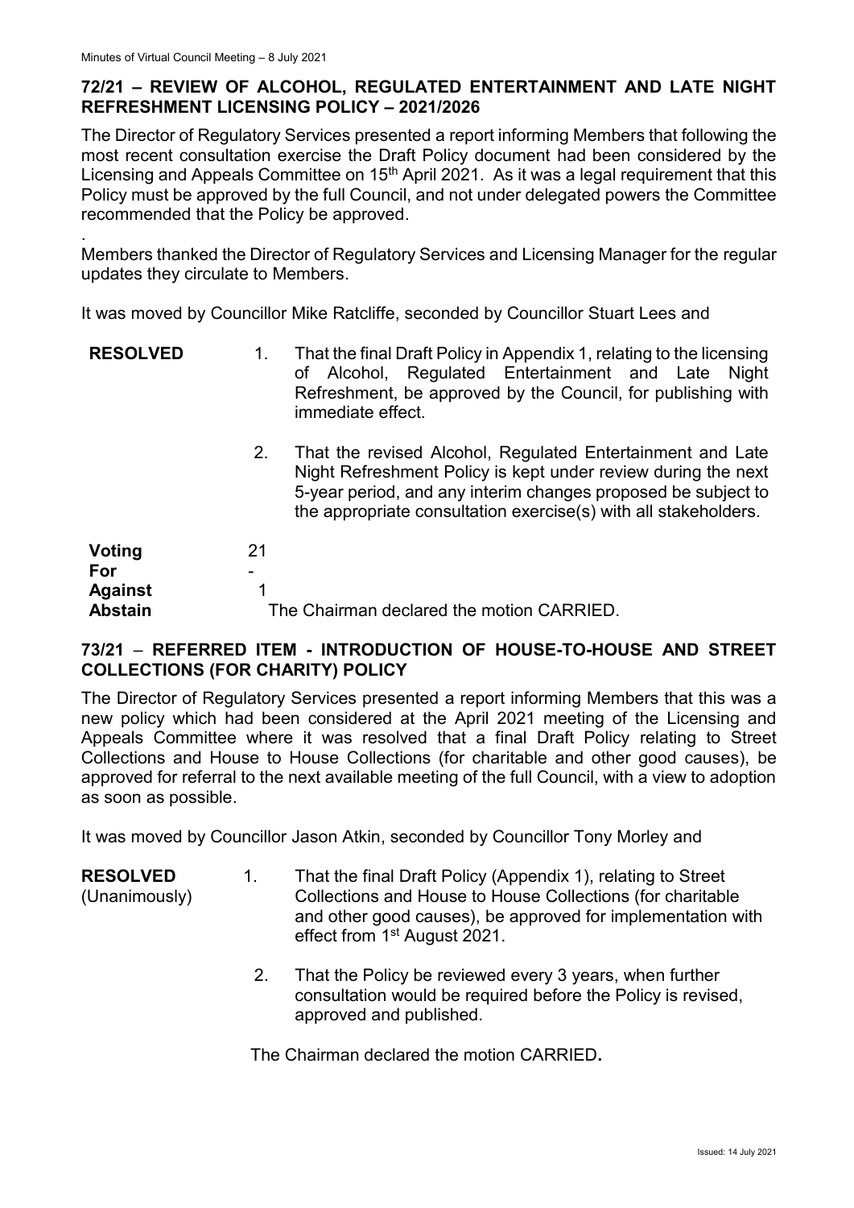## 72/21 – REVIEW OF ALCOHOL, REGULATED ENTERTAINMENT AND LATE NIGHT REFRESHMENT LICENSING POLICY – 2021/2026

The Director of Regulatory Services presented a report informing Members that following the most recent consultation exercise the Draft Policy document had been considered by the Licensing and Appeals Committee on 15th April 2021. As it was a legal requirement that this Policy must be approved by the full Council, and not under delegated powers the Committee recommended that the Policy be approved.

.

Members thanked the Director of Regulatory Services and Licensing Manager for the regular updates they circulate to Members.

It was moved by Councillor Mike Ratcliffe, seconded by Councillor Stuart Lees and

**RESOLVED**

1. That the final Draft Policy in Appendix 1, relating to the licensing of Alcohol, Regulated Entertainment and Late Night Refreshment, be approved by the Council, for publishing with immediate effect.

2. That the revised Alcohol, Regulated Entertainment and Late Night Refreshment Policy is kept under review during the next 5-year period, and any interim changes proposed be subject to the appropriate consultation exercise(s) with all stakeholders.

| | |
|---|---|
| **Voting For** | 21 |
| **Against** | - |
| **Abstain** | 1 |

The Chairman declared the motion CARRIED.

## 73/21 – REFERRED ITEM - INTRODUCTION OF HOUSE-TO-HOUSE AND STREET COLLECTIONS (FOR CHARITY) POLICY

The Director of Regulatory Services presented a report informing Members that this was a new policy which had been considered at the April 2021 meeting of the Licensing and Appeals Committee where it was resolved that a final Draft Policy relating to Street Collections and House to House Collections (for charitable and other good causes), be approved for referral to the next available meeting of the full Council, with a view to adoption as soon as possible.

It was moved by Councillor Jason Atkin, seconded by Councillor Tony Morley and

**RESOLVED** (Unanimously)

1. That the final Draft Policy (Appendix 1), relating to Street Collections and House to House Collections (for charitable and other good causes), be approved for implementation with effect from 1st August 2021.

2. That the Policy be reviewed every 3 years, when further consultation would be required before the Policy is revised, approved and published.

The Chairman declared the motion CARRIED**.**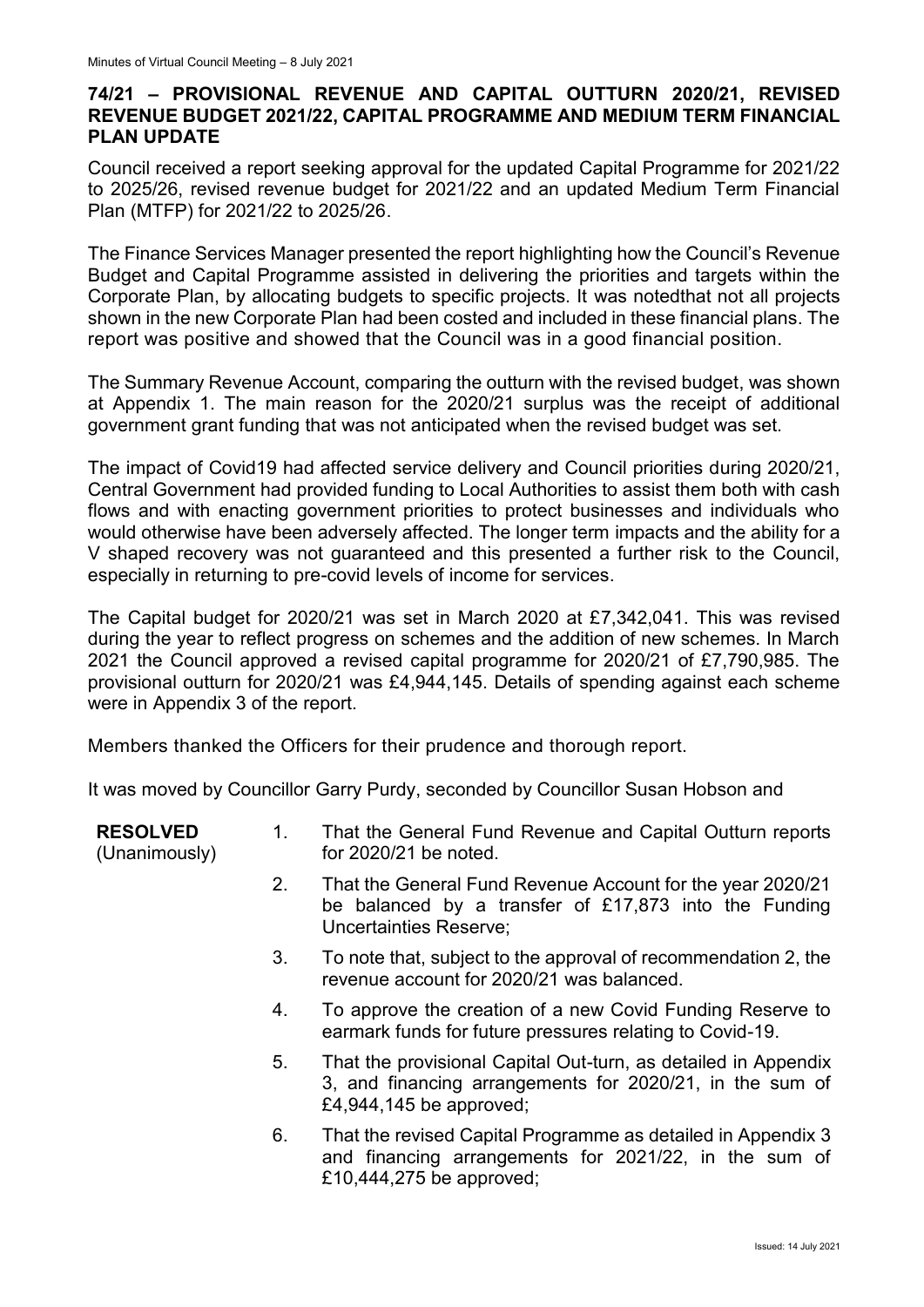## 74/21 – PROVISIONAL REVENUE AND CAPITAL OUTTURN 2020/21, REVISED REVENUE BUDGET 2021/22, CAPITAL PROGRAMME AND MEDIUM TERM FINANCIAL PLAN UPDATE

Council received a report seeking approval for the updated Capital Programme for 2021/22 to 2025/26, revised revenue budget for 2021/22 and an updated Medium Term Financial Plan (MTFP) for 2021/22 to 2025/26.

The Finance Services Manager presented the report highlighting how the Council's Revenue Budget and Capital Programme assisted in delivering the priorities and targets within the Corporate Plan, by allocating budgets to specific projects. It was notedthat not all projects shown in the new Corporate Plan had been costed and included in these financial plans. The report was positive and showed that the Council was in a good financial position.

The Summary Revenue Account, comparing the outturn with the revised budget, was shown at Appendix 1. The main reason for the 2020/21 surplus was the receipt of additional government grant funding that was not anticipated when the revised budget was set.

The impact of Covid19 had affected service delivery and Council priorities during 2020/21, Central Government had provided funding to Local Authorities to assist them both with cash flows and with enacting government priorities to protect businesses and individuals who would otherwise have been adversely affected. The longer term impacts and the ability for a V shaped recovery was not guaranteed and this presented a further risk to the Council, especially in returning to pre-covid levels of income for services.

The Capital budget for 2020/21 was set in March 2020 at £7,342,041. This was revised during the year to reflect progress on schemes and the addition of new schemes. In March 2021 the Council approved a revised capital programme for 2020/21 of £7,790,985. The provisional outturn for 2020/21 was £4,944,145. Details of spending against each scheme were in Appendix 3 of the report.

Members thanked the Officers for their prudence and thorough report.

It was moved by Councillor Garry Purdy, seconded by Councillor Susan Hobson and

**RESOLVED** (Unanimously)

1. That the General Fund Revenue and Capital Outturn reports for 2020/21 be noted.
2. That the General Fund Revenue Account for the year 2020/21 be balanced by a transfer of £17,873 into the Funding Uncertainties Reserve;
3. To note that, subject to the approval of recommendation 2, the revenue account for 2020/21 was balanced.
4. To approve the creation of a new Covid Funding Reserve to earmark funds for future pressures relating to Covid-19.
5. That the provisional Capital Out-turn, as detailed in Appendix 3, and financing arrangements for 2020/21, in the sum of £4,944,145 be approved;
6. That the revised Capital Programme as detailed in Appendix 3 and financing arrangements for 2021/22, in the sum of £10,444,275 be approved;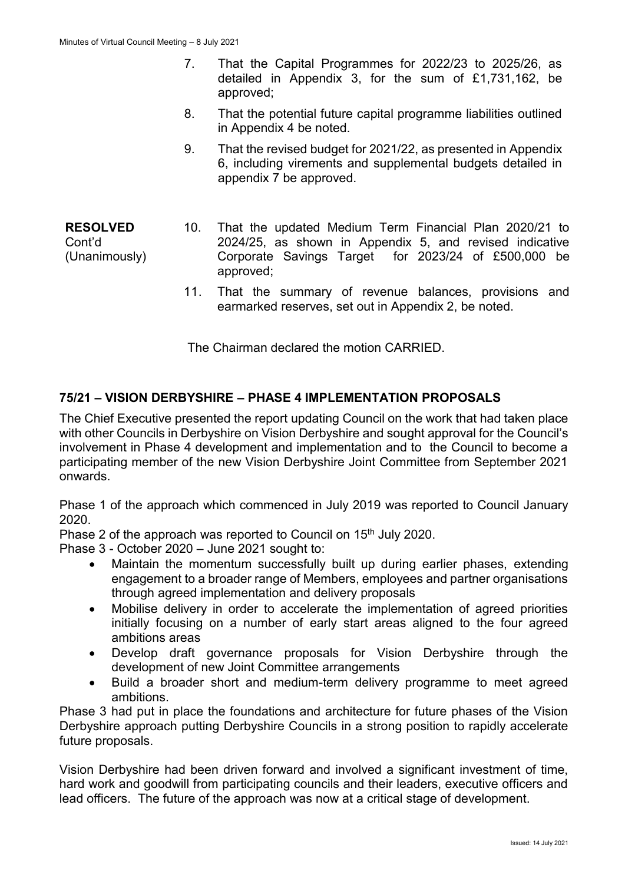7. That the Capital Programmes for 2022/23 to 2025/26, as detailed in Appendix 3, for the sum of £1,731,162, be approved;

8. That the potential future capital programme liabilities outlined in Appendix 4 be noted.

9. That the revised budget for 2021/22, as presented in Appendix 6, including virements and supplemental budgets detailed in appendix 7 be approved.

**RESOLVED** Cont'd (Unanimously)

10. That the updated Medium Term Financial Plan 2020/21 to 2024/25, as shown in Appendix 5, and revised indicative Corporate Savings Target for 2023/24 of £500,000 be approved;

11. That the summary of revenue balances, provisions and earmarked reserves, set out in Appendix 2, be noted.

The Chairman declared the motion CARRIED.

## 75/21 – VISION DERBYSHIRE – PHASE 4 IMPLEMENTATION PROPOSALS

The Chief Executive presented the report updating Council on the work that had taken place with other Councils in Derbyshire on Vision Derbyshire and sought approval for the Council's involvement in Phase 4 development and implementation and to the Council to become a participating member of the new Vision Derbyshire Joint Committee from September 2021 onwards.

Phase 1 of the approach which commenced in July 2019 was reported to Council January 2020.

Phase 2 of the approach was reported to Council on 15th July 2020.

Phase 3 - October 2020 – June 2021 sought to:

- Maintain the momentum successfully built up during earlier phases, extending engagement to a broader range of Members, employees and partner organisations through agreed implementation and delivery proposals
- Mobilise delivery in order to accelerate the implementation of agreed priorities initially focusing on a number of early start areas aligned to the four agreed ambitions areas
- Develop draft governance proposals for Vision Derbyshire through the development of new Joint Committee arrangements
- Build a broader short and medium-term delivery programme to meet agreed ambitions.

Phase 3 had put in place the foundations and architecture for future phases of the Vision Derbyshire approach putting Derbyshire Councils in a strong position to rapidly accelerate future proposals.

Vision Derbyshire had been driven forward and involved a significant investment of time, hard work and goodwill from participating councils and their leaders, executive officers and lead officers. The future of the approach was now at a critical stage of development.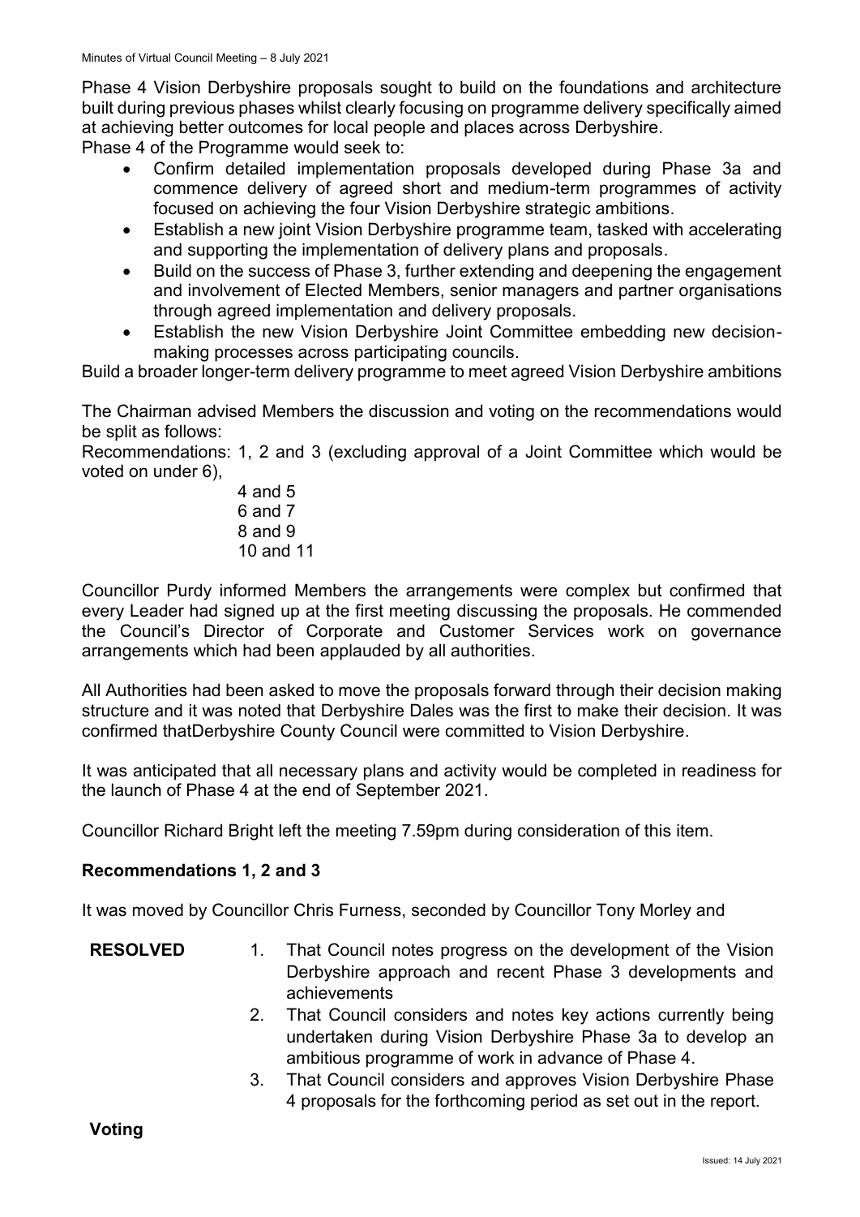Phase 4 Vision Derbyshire proposals sought to build on the foundations and architecture built during previous phases whilst clearly focusing on programme delivery specifically aimed at achieving better outcomes for local people and places across Derbyshire.
Phase 4 of the Programme would seek to:

- Confirm detailed implementation proposals developed during Phase 3a and commence delivery of agreed short and medium-term programmes of activity focused on achieving the four Vision Derbyshire strategic ambitions.
- Establish a new joint Vision Derbyshire programme team, tasked with accelerating and supporting the implementation of delivery plans and proposals.
- Build on the success of Phase 3, further extending and deepening the engagement and involvement of Elected Members, senior managers and partner organisations through agreed implementation and delivery proposals.
- Establish the new Vision Derbyshire Joint Committee embedding new decision-making processes across participating councils.

Build a broader longer-term delivery programme to meet agreed Vision Derbyshire ambitions

The Chairman advised Members the discussion and voting on the recommendations would be split as follows:
Recommendations: 1, 2 and 3 (excluding approval of a Joint Committee which would be voted on under 6),
4 and 5
6 and 7
8 and 9
10 and 11

Councillor Purdy informed Members the arrangements were complex but confirmed that every Leader had signed up at the first meeting discussing the proposals. He commended the Council's Director of Corporate and Customer Services work on governance arrangements which had been applauded by all authorities.

All Authorities had been asked to move the proposals forward through their decision making structure and it was noted that Derbyshire Dales was the first to make their decision. It was confirmed thatDerbyshire County Council were committed to Vision Derbyshire.

It was anticipated that all necessary plans and activity would be completed in readiness for the launch of Phase 4 at the end of September 2021.

Councillor Richard Bright left the meeting 7.59pm during consideration of this item.

**Recommendations 1, 2 and 3**

It was moved by Councillor Chris Furness, seconded by Councillor Tony Morley and

**RESOLVED**

1. That Council notes progress on the development of the Vision Derbyshire approach and recent Phase 3 developments and achievements
2. That Council considers and notes key actions currently being undertaken during Vision Derbyshire Phase 3a to develop an ambitious programme of work in advance of Phase 4.
3. That Council considers and approves Vision Derbyshire Phase 4 proposals for the forthcoming period as set out in the report.

**Voting**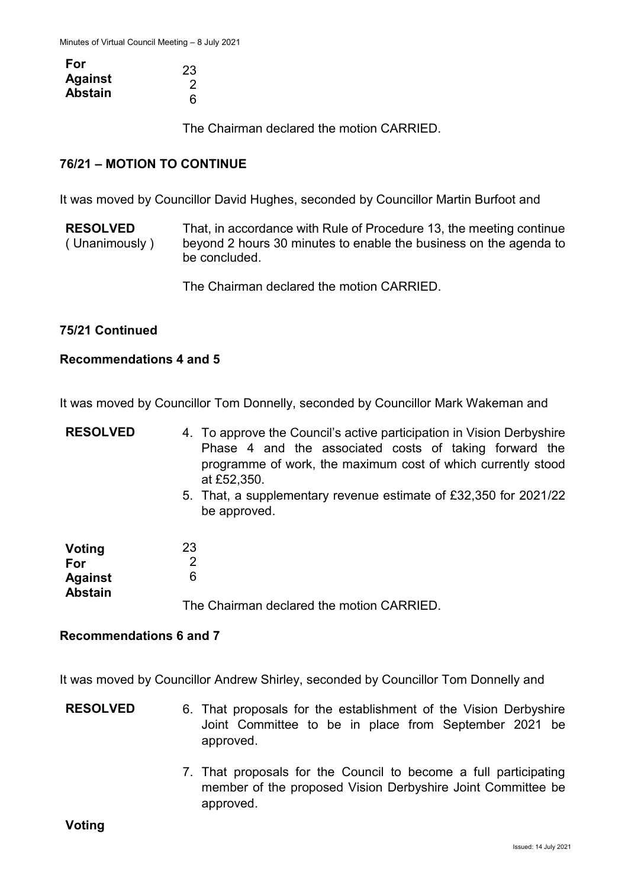| | |
|---|---|
| **For** | 23 |
| **Against** | 2 |
| **Abstain** | 6 |

The Chairman declared the motion CARRIED.

### 76/21 – MOTION TO CONTINUE

It was moved by Councillor David Hughes, seconded by Councillor Martin Burfoot and

**RESOLVED** ( Unanimously ) That, in accordance with Rule of Procedure 13, the meeting continue beyond 2 hours 30 minutes to enable the business on the agenda to be concluded.

The Chairman declared the motion CARRIED.

### 75/21 Continued

### Recommendations 4 and 5

It was moved by Councillor Tom Donnelly, seconded by Councillor Mark Wakeman and

**RESOLVED**

4. To approve the Council's active participation in Vision Derbyshire Phase 4 and the associated costs of taking forward the programme of work, the maximum cost of which currently stood at £52,350.
5. That, a supplementary revenue estimate of £32,350 for 2021/22 be approved.

**Voting**

| | |
|---|---|
| **For** | 23 |
| **Against** | 2 |
| **Abstain** | 6 |

The Chairman declared the motion CARRIED.

### Recommendations 6 and 7

It was moved by Councillor Andrew Shirley, seconded by Councillor Tom Donnelly and

**RESOLVED**

6. That proposals for the establishment of the Vision Derbyshire Joint Committee to be in place from September 2021 be approved.

7. That proposals for the Council to become a full participating member of the proposed Vision Derbyshire Joint Committee be approved.

**Voting**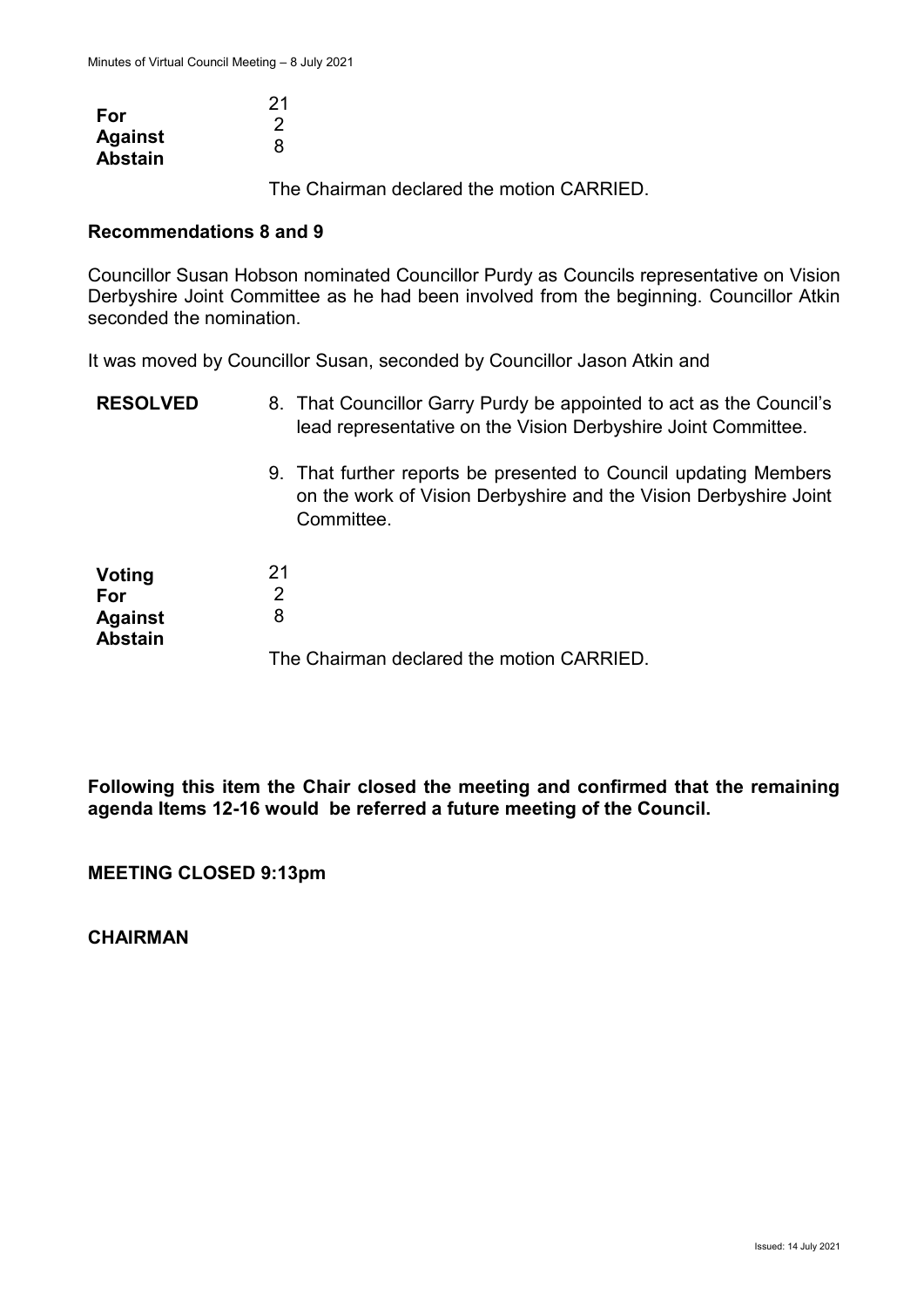| | |
|---|---|
| **For** | 21 |
| **Against** | 2 |
| **Abstain** | 8 |

The Chairman declared the motion CARRIED.

**Recommendations 8 and 9**

Councillor Susan Hobson nominated Councillor Purdy as Councils representative on Vision Derbyshire Joint Committee as he had been involved from the beginning. Councillor Atkin seconded the nomination.

It was moved by Councillor Susan, seconded by Councillor Jason Atkin and

**RESOLVED**

8. That Councillor Garry Purdy be appointed to act as the Council's lead representative on the Vision Derbyshire Joint Committee.

9. That further reports be presented to Council updating Members on the work of Vision Derbyshire and the Vision Derbyshire Joint Committee.

**Voting**

| | |
|---|---|
| **For** | 21 |
| **Against** | 2 |
| **Abstain** | 8 |

The Chairman declared the motion CARRIED.

**Following this item the Chair closed the meeting and confirmed that the remaining agenda Items 12-16 would be referred a future meeting of the Council.**

**MEETING CLOSED 9:13pm**

**CHAIRMAN**